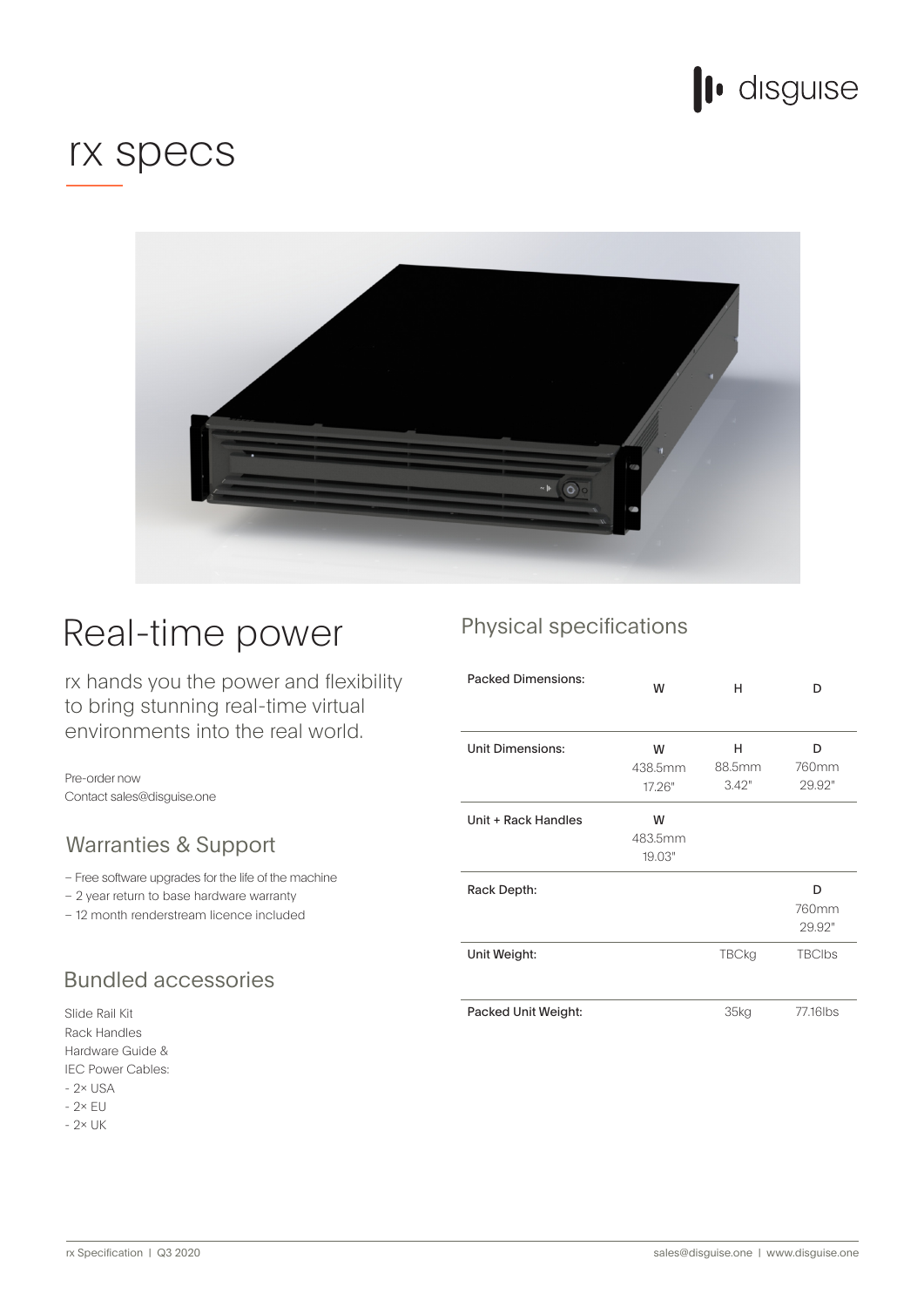# rx specs

## Real-time power

rx hands you the power and flexibility to bring stunning real-time virtual environments into the real world.

Pre-order now
Contact sales@disguise.one

### Warranties & Support

- Free software upgrades for the life of the machine
- 2 year return to base hardware warranty
- 12 month renderstream licence included

### Bundled accessories

Slide Rail Kit
Rack Handles
Hardware Guide &
IEC Power Cables:
- 2× USA
- 2× EU
- 2× UK

## Physical specifications

| | | | |
|---|---|---|---|
| Packed Dimensions: | W | H | D |
| Unit Dimensions: | W<br>438.5mm<br>17.26" | H<br>88.5mm<br>3.42" | D<br>760mm<br>29.92" |
| Unit + Rack Handles | W<br>483.5mm<br>19.03" | | |
| Rack Depth: | | | D<br>760mm<br>29.92" |
| Unit Weight: | | TBCkg | TBClbs |
| Packed Unit Weight: | | 35kg | 77.16lbs |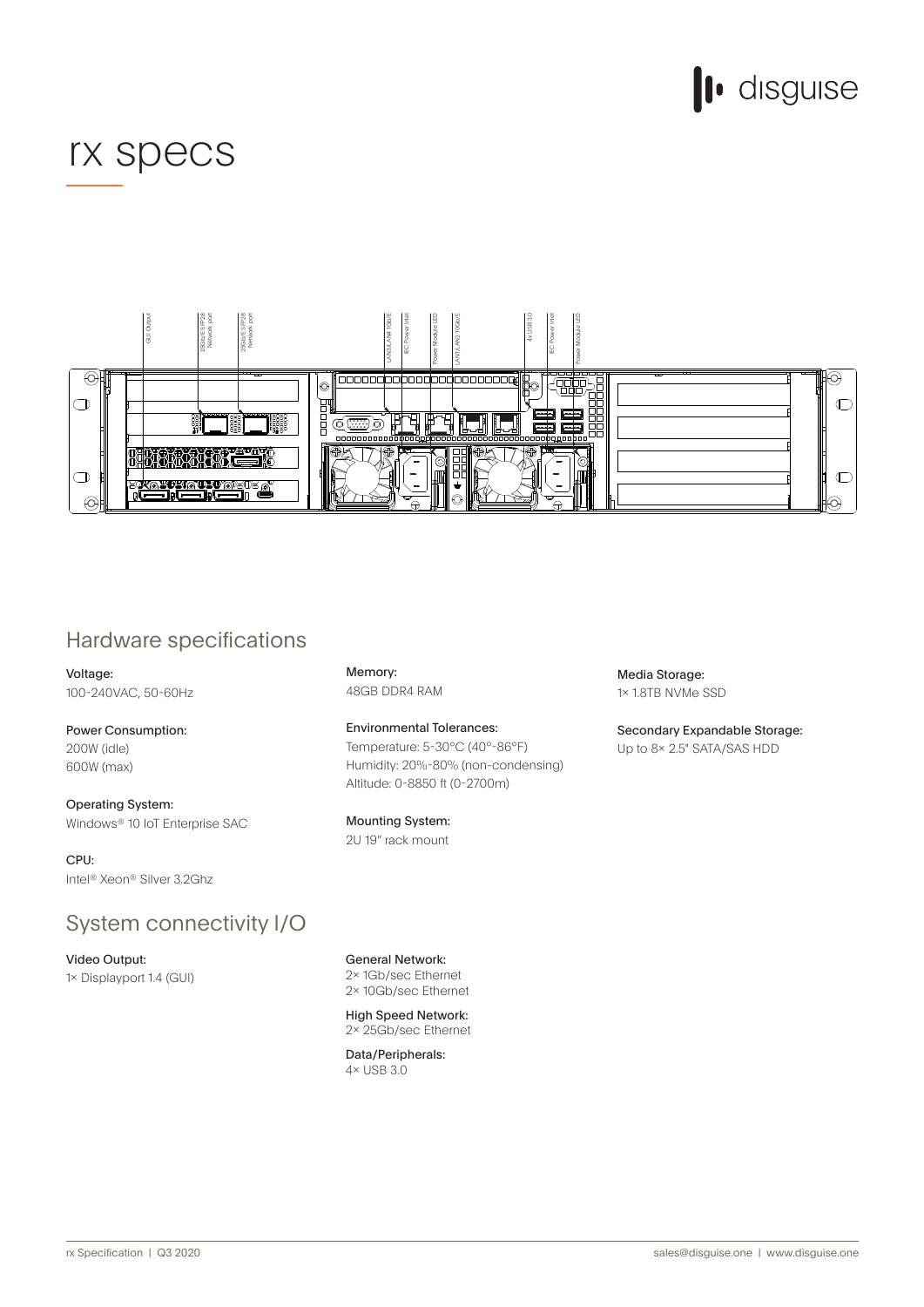# rx specs

GUI Output
25Gb/E SFP28 Network port
25Gb/E SFP28 Network port
LAN3/LAN4 1GbE
IEC Power Inlet
Power Module LED
LAN1/LAN2 10GbE
4x USB 3.0
IEC Power Inlet
Power Module LED

## Hardware specifications

**Voltage:**
100-240VAC, 50-60Hz

**Power Consumption:**
200W (idle)
600W (max)

**Operating System:**
Windows® 10 IoT Enterprise SAC

**CPU:**
Intel® Xeon® Silver 3.2Ghz

**Memory:**
48GB DDR4 RAM

**Environmental Tolerances:**
Temperature: 5-30°C (40°-86°F)
Humidity: 20%-80% (non-condensing)
Altitude: 0-8850 ft (0-2700m)

**Mounting System:**
2U 19" rack mount

**Media Storage:**
1× 1.8TB NVMe SSD

**Secondary Expandable Storage:**
Up to 8× 2.5" SATA/SAS HDD

## System connectivity I/O

**Video Output:**
1× Displayport 1.4 (GUI)

**General Network:**
2× 1Gb/sec Ethernet
2× 10Gb/sec Ethernet

**High Speed Network:**
2× 25Gb/sec Ethernet

**Data/Peripherals:**
4× USB 3.0